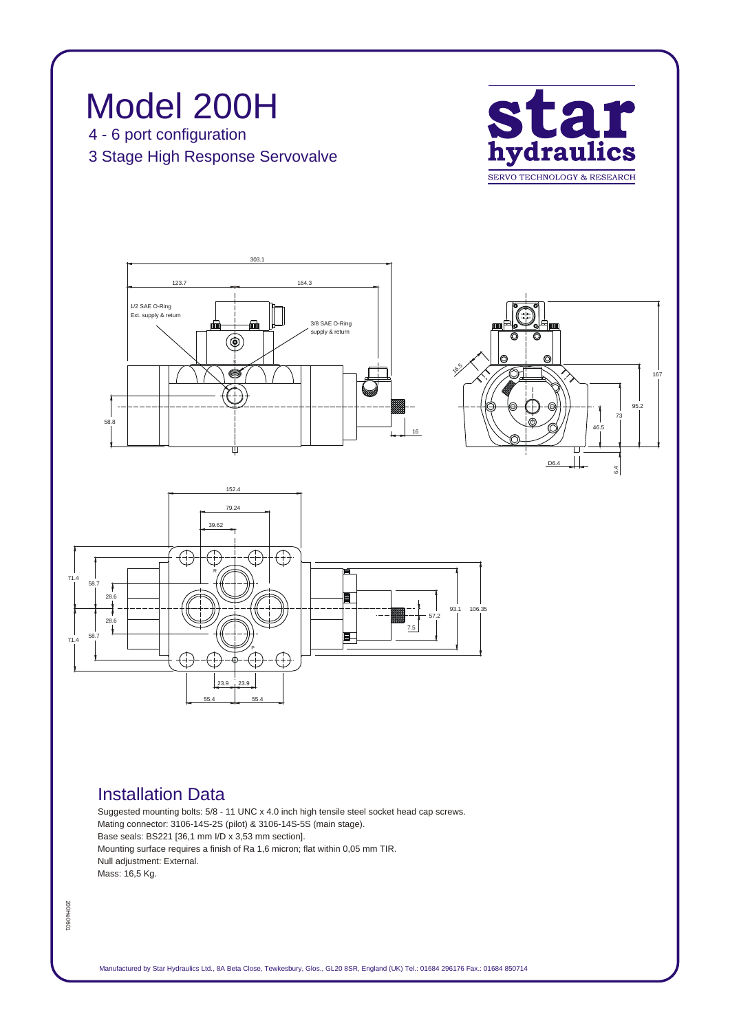# Model 200H

4 - 6 port configuration

3 Stage High Response Servovalve

star hydraulics

SERVO TECHNOLOGY & RESEARCH

303.1
123.7
164.3
1/2 SAE O-Ring Ext. supply & return
3/8 SAE O-Ring supply & return
58.8
16
16.5
167
95.2
73
46.5
D6.4
6.4
152.4
79.24
39.62
R
P
71.4
58.7
28.6
28.6
58.7
71.4
23.9
23.9
55.4
55.4
93.1
106.35
57.2
7.5

## Installation Data

Suggested mounting bolts: 5/8 - 11 UNC x 4.0 inch high tensile steel socket head cap screws.
Mating connector: 3106-14S-2S (pilot) & 3106-14S-5S (main stage).
Base seals: BS221 [36,1 mm I/D x 3,53 mm section].
Mounting surface requires a finish of Ra 1,6 micron; flat within 0,05 mm TIR.
Null adjustment: External.
Mass: 16,5 Kg.

200H0601

Manufactured by Star Hydraulics Ltd., 8A Beta Close, Tewkesbury, Glos., GL20 8SR, England (UK) Tel.: 01684 296176 Fax.: 01684 850714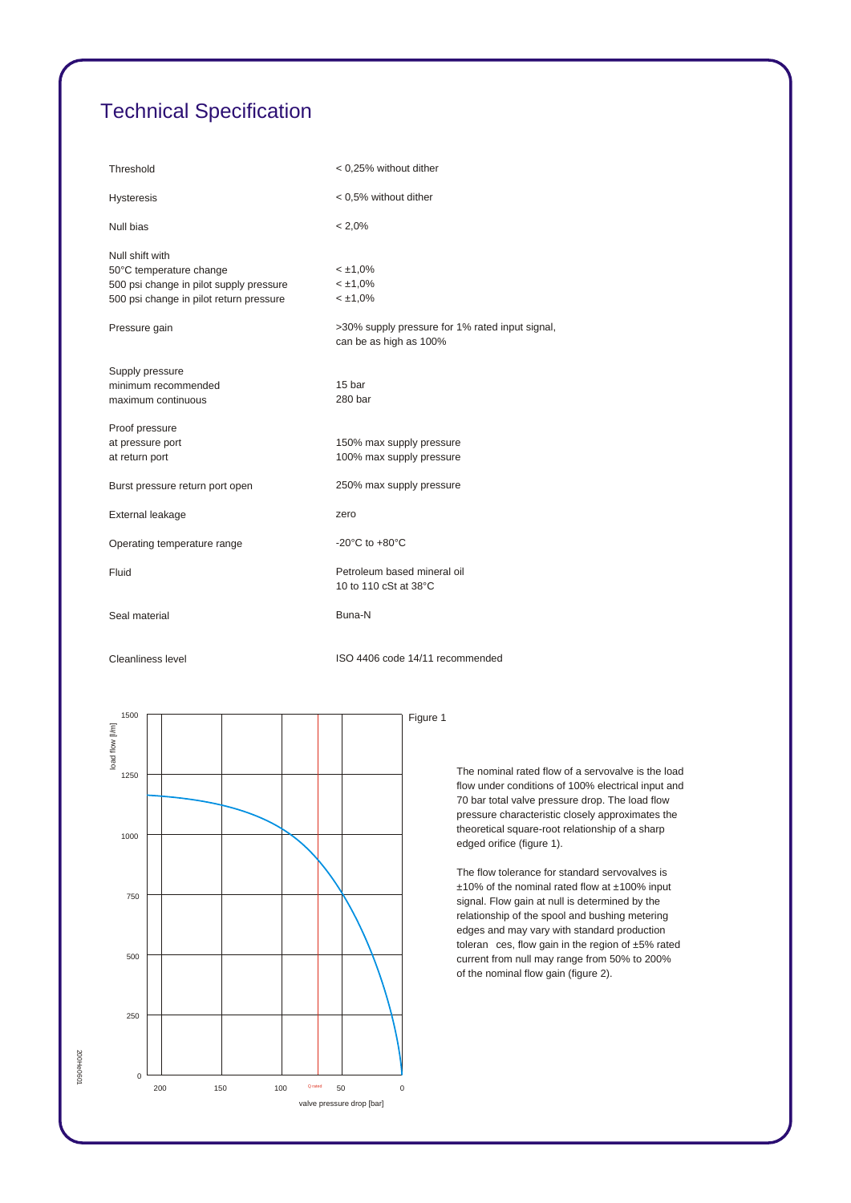# Technical Specification

| | |
|---|---|
| Threshold | < 0,25% without dither |
| Hysteresis | < 0,5% without dither |
| Null bias | < 2,0% |
| Null shift with | |
| 50°C temperature change | < ±1,0% |
| 500 psi change in pilot supply pressure | < ±1,0% |
| 500 psi change in pilot return pressure | < ±1,0% |
| Pressure gain | >30% supply pressure for 1% rated input signal, can be as high as 100% |
| Supply pressure | |
| minimum recommended | 15 bar |
| maximum continuous | 280 bar |
| Proof pressure | |
| at pressure port | 150% max supply pressure |
| at return port | 100% max supply pressure |
| Burst pressure return port open | 250% max supply pressure |
| External leakage | zero |
| Operating temperature range | -20°C to +80°C |
| Fluid | Petroleum based mineral oil 10 to 110 cSt at 38°C |
| Seal material | Buna-N |
| Cleanliness level | ISO 4406 code 14/11 recommended |

Figure 1

load flow [l/m]

1500
1250
1000
750
500
250
0

200
150
100
Q rated
50
0

valve pressure drop [bar]

The nominal rated flow of a servovalve is the load flow under conditions of 100% electrical input and 70 bar total valve pressure drop. The load flow pressure characteristic closely approximates the theoretical square-root relationship of a sharp edged orifice (figure 1).

The flow tolerance for standard servovalves is ±10% of the nominal rated flow at ±100% input signal. Flow gain at null is determined by the relationship of the spool and bushing metering edges and may vary with standard production toleran ces, flow gain in the region of ±5% rated current from null may range from 50% to 200% of the nominal flow gain (figure 2).

T09094002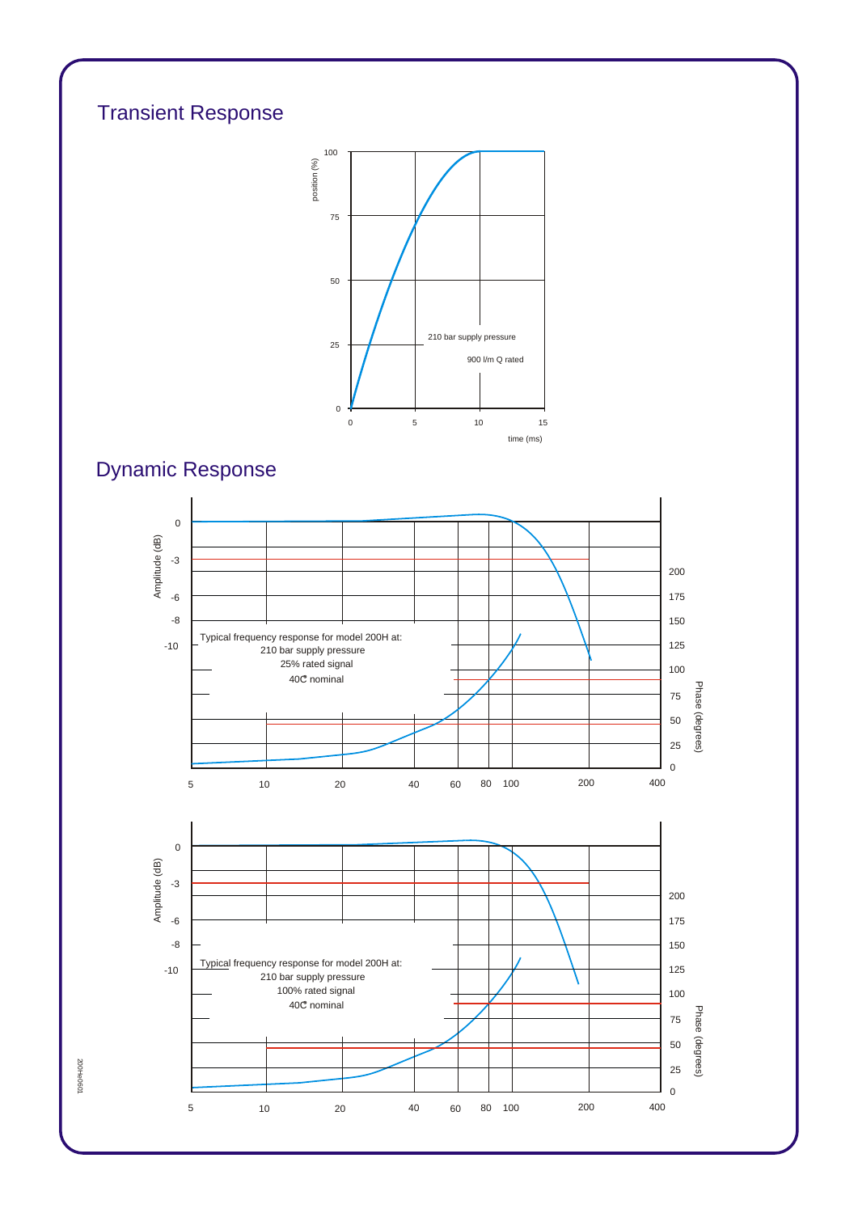## Transient Response

position (%)

100

75

50

25

0

0 5 10 15

time (ms)

210 bar supply pressure

900 l/m Q rated

## Dynamic Response

Amplitude (dB)

0

-3

-6

-8

-10

Typical frequency response for model 200H at:
210 bar supply pressure
25% rated signal
40C nominal

200
175
150
125
100
75
50
25
0

Phase (degrees)

5 10 20 40 60 80 100 200 400

Amplitude (dB)

0

-3

-6

-8

-10

Typical frequency response for model 200H at:
210 bar supply pressure
100% rated signal
40C nominal

200
175
150
125
100
75
50
25
0

Phase (degrees)

5 10 20 40 60 80 100 200 400

200H/0601